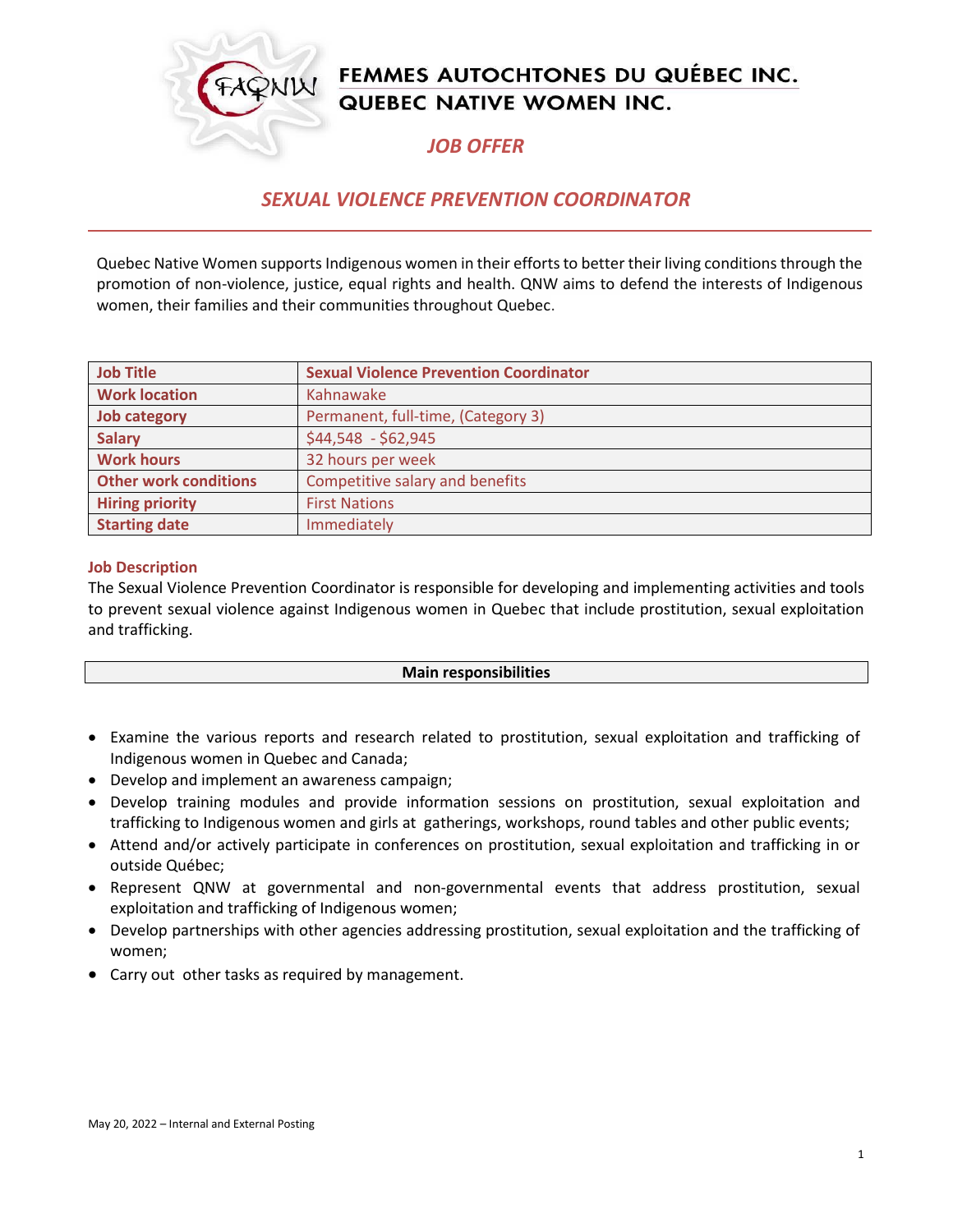# FEMMES AUTOCHTONES DU QUÉBEC INC.
# QUEBEC NATIVE WOMEN INC.

## *JOB OFFER*

## *SEXUAL VIOLENCE PREVENTION COORDINATOR*

Quebec Native Women supports Indigenous women in their efforts to better their living conditions through the promotion of non-violence, justice, equal rights and health. QNW aims to defend the interests of Indigenous women, their families and their communities throughout Quebec.

| Job Title | Sexual Violence Prevention Coordinator |
| --- | --- |
| Work location | Kahnawake |
| Job category | Permanent, full-time, (Category 3) |
| Salary | $44,548 - $62,945 |
| Work hours | 32 hours per week |
| Other work conditions | Competitive salary and benefits |
| Hiring priority | First Nations |
| Starting date | Immediately |

### Job Description

The Sexual Violence Prevention Coordinator is responsible for developing and implementing activities and tools to prevent sexual violence against Indigenous women in Quebec that include prostitution, sexual exploitation and trafficking.

### Main responsibilities

- Examine the various reports and research related to prostitution, sexual exploitation and trafficking of Indigenous women in Quebec and Canada;
- Develop and implement an awareness campaign;
- Develop training modules and provide information sessions on prostitution, sexual exploitation and trafficking to Indigenous women and girls at gatherings, workshops, round tables and other public events;
- Attend and/or actively participate in conferences on prostitution, sexual exploitation and trafficking in or outside Québec;
- Represent QNW at governmental and non-governmental events that address prostitution, sexual exploitation and trafficking of Indigenous women;
- Develop partnerships with other agencies addressing prostitution, sexual exploitation and the trafficking of women;
- Carry out other tasks as required by management.

May 20, 2022 – Internal and External Posting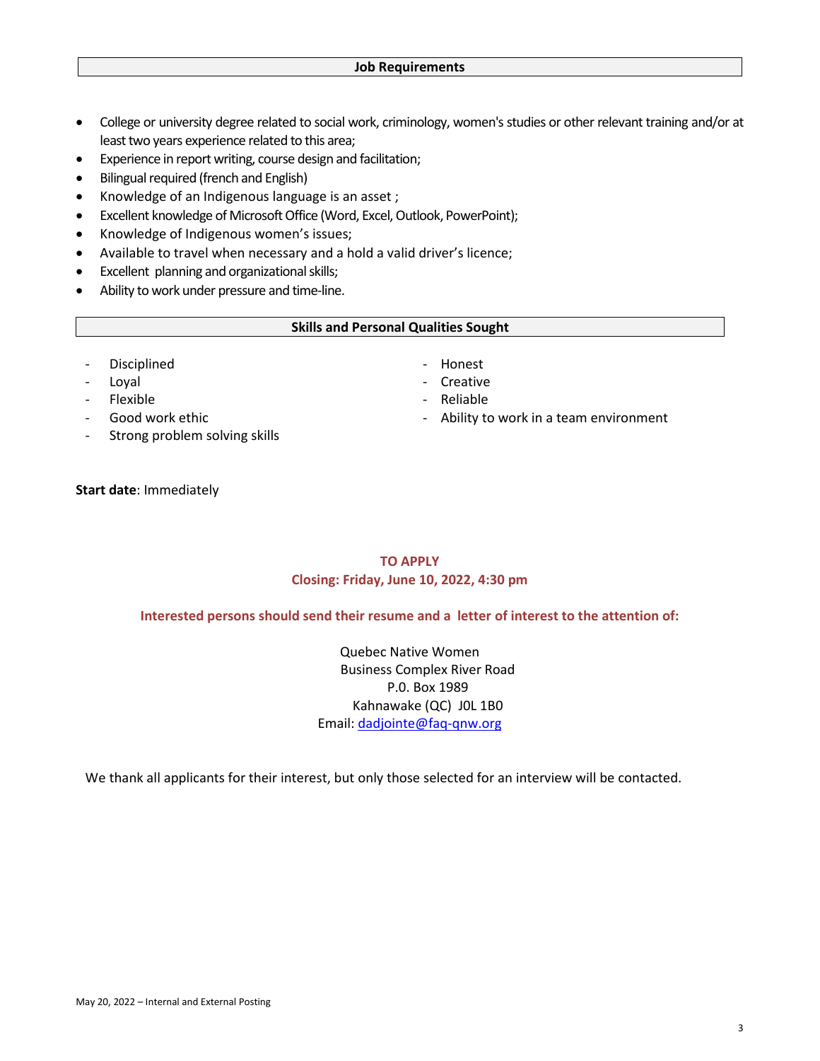## Job Requirements

- College or university degree related to social work, criminology, women's studies or other relevant training and/or at least two years experience related to this area;
- Experience in report writing, course design and facilitation;
- Bilingual required (french and English)
- Knowledge of an Indigenous language is an asset ;
- Excellent knowledge of Microsoft Office (Word, Excel, Outlook, PowerPoint);
- Knowledge of Indigenous women's issues;
- Available to travel when necessary and a hold a valid driver's licence;
- Excellent planning and organizational skills;
- Ability to work under pressure and time-line.

## Skills and Personal Qualities Sought

- Disciplined
- Loyal
- Flexible
- Good work ethic
- Strong problem solving skills
- Honest
- Creative
- Reliable
- Ability to work in a team environment

**Start date**: Immediately

**TO APPLY**
**Closing: Friday, June 10, 2022, 4:30 pm**

**Interested persons should send their resume and a letter of interest to the attention of:**

Quebec Native Women
Business Complex River Road
P.O. Box 1989
Kahnawake (QC) J0L 1B0
Email: dadjointe@faq-qnw.org

We thank all applicants for their interest, but only those selected for an interview will be contacted.

May 20, 2022 – Internal and External Posting